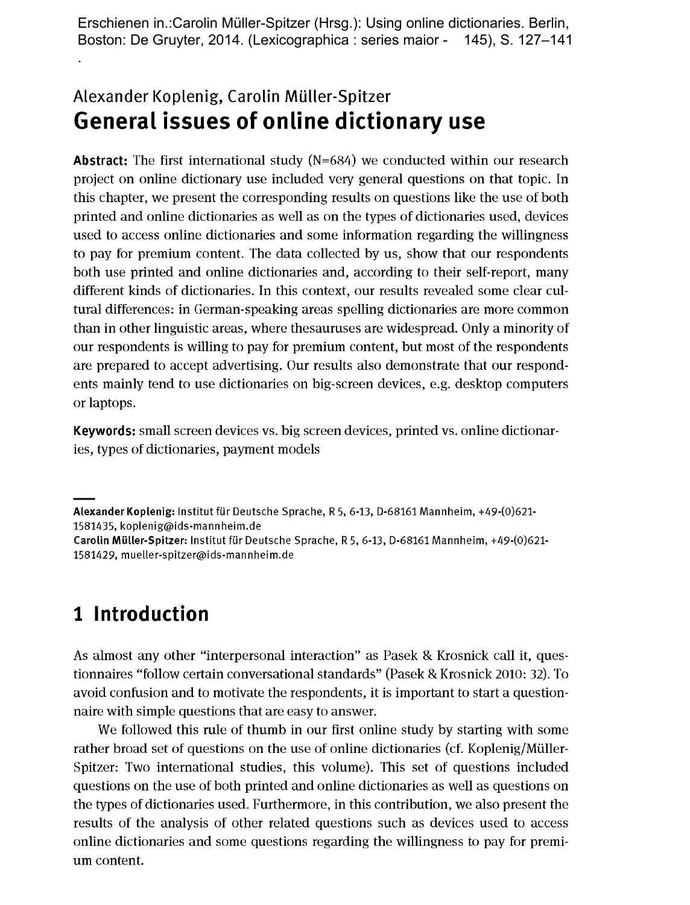Erschienen in.:Carolin Müller-Spitzer (Hrsg.): Using online dictionaries. Berlin, Boston: De Gruyter, 2014. (Lexicographica : series maior - 145), S. 127–141

Alexander Koplenig, Carolin Müller-Spitzer

# General issues of online dictionary use

**Abstract:** The first international study (N=684) we conducted within our research project on online dictionary use included very general questions on that topic. In this chapter, we present the corresponding results on questions like the use of both printed and online dictionaries as well as on the types of dictionaries used, devices used to access online dictionaries and some information regarding the willingness to pay for premium content. The data collected by us, show that our respondents both use printed and online dictionaries and, according to their self-report, many different kinds of dictionaries. In this context, our results revealed some clear cultural differences: in German-speaking areas spelling dictionaries are more common than in other linguistic areas, where thesauruses are widespread. Only a minority of our respondents is willing to pay for premium content, but most of the respondents are prepared to accept advertising. Our results also demonstrate that our respondents mainly tend to use dictionaries on big-screen devices, e.g. desktop computers or laptops.

**Keywords:** small screen devices vs. big screen devices, printed vs. online dictionaries, types of dictionaries, payment models

---

**Alexander Koplenig:** Institut für Deutsche Sprache, R 5, 6-13, D-68161 Mannheim, +49-(0)621-1581435, koplenig@ids-mannheim.de
**Carolin Müller-Spitzer:** Institut für Deutsche Sprache, R 5, 6-13, D-68161 Mannheim, +49-(0)621-1581429, mueller-spitzer@ids-mannheim.de

## 1 Introduction

As almost any other "interpersonal interaction" as Pasek & Krosnick call it, questionnaires "follow certain conversational standards" (Pasek & Krosnick 2010: 32). To avoid confusion and to motivate the respondents, it is important to start a questionnaire with simple questions that are easy to answer.

We followed this rule of thumb in our first online study by starting with some rather broad set of questions on the use of online dictionaries (cf. Koplenig/Müller-Spitzer: Two international studies, this volume). This set of questions included questions on the use of both printed and online dictionaries as well as questions on the types of dictionaries used. Furthermore, in this contribution, we also present the results of the analysis of other related questions such as devices used to access online dictionaries and some questions regarding the willingness to pay for premium content.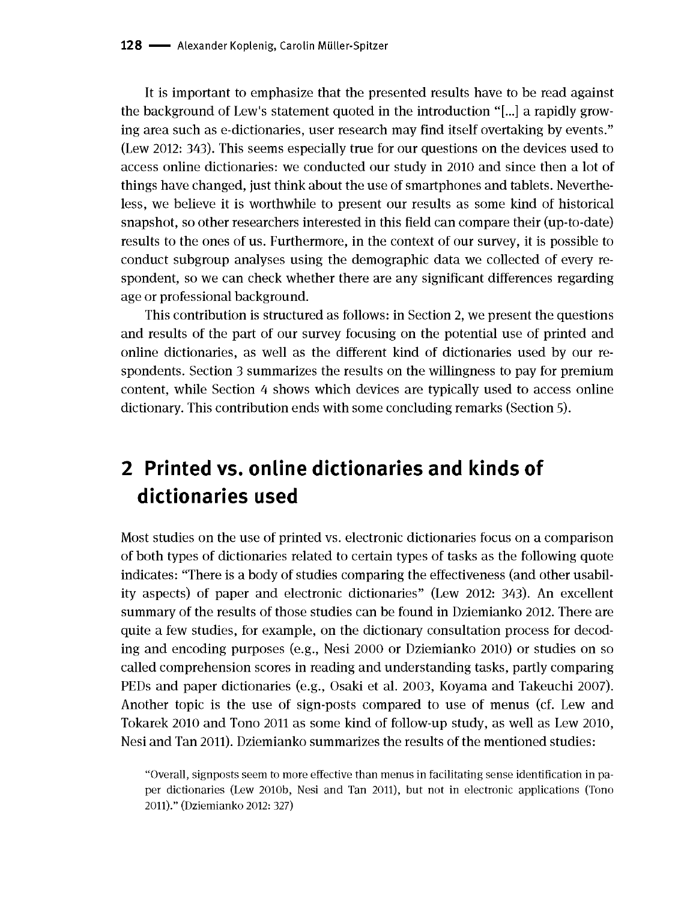It is important to emphasize that the presented results have to be read against the background of Lew's statement quoted in the introduction "[...] a rapidly growing area such as e-dictionaries, user research may find itself overtaking by events." (Lew 2012: 343). This seems especially true for our questions on the devices used to access online dictionaries: we conducted our study in 2010 and since then a lot of things have changed, just think about the use of smartphones and tablets. Nevertheless, we believe it is worthwhile to present our results as some kind of historical snapshot, so other researchers interested in this field can compare their (up-to-date) results to the ones of us. Furthermore, in the context of our survey, it is possible to conduct subgroup analyses using the demographic data we collected of every respondent, so we can check whether there are any significant differences regarding age or professional background.

This contribution is structured as follows: in Section 2, we present the questions and results of the part of our survey focusing on the potential use of printed and online dictionaries, as well as the different kind of dictionaries used by our respondents. Section 3 summarizes the results on the willingness to pay for premium content, while Section 4 shows which devices are typically used to access online dictionary. This contribution ends with some concluding remarks (Section 5).

## 2 Printed vs. online dictionaries and kinds of dictionaries used

Most studies on the use of printed vs. electronic dictionaries focus on a comparison of both types of dictionaries related to certain types of tasks as the following quote indicates: "There is a body of studies comparing the effectiveness (and other usability aspects) of paper and electronic dictionaries" (Lew 2012: 343). An excellent summary of the results of those studies can be found in Dziemianko 2012. There are quite a few studies, for example, on the dictionary consultation process for decoding and encoding purposes (e.g., Nesi 2000 or Dziemianko 2010) or studies on so called comprehension scores in reading and understanding tasks, partly comparing PEDs and paper dictionaries (e.g., Osaki et al. 2003, Koyama and Takeuchi 2007). Another topic is the use of sign-posts compared to use of menus (cf. Lew and Tokarek 2010 and Tono 2011 as some kind of follow-up study, as well as Lew 2010, Nesi and Tan 2011). Dziemianko summarizes the results of the mentioned studies:

> "Overall, signposts seem to more effective than menus in facilitating sense identification in paper dictionaries (Lew 2010b, Nesi and Tan 2011), but not in electronic applications (Tono 2011)." (Dziemianko 2012: 327)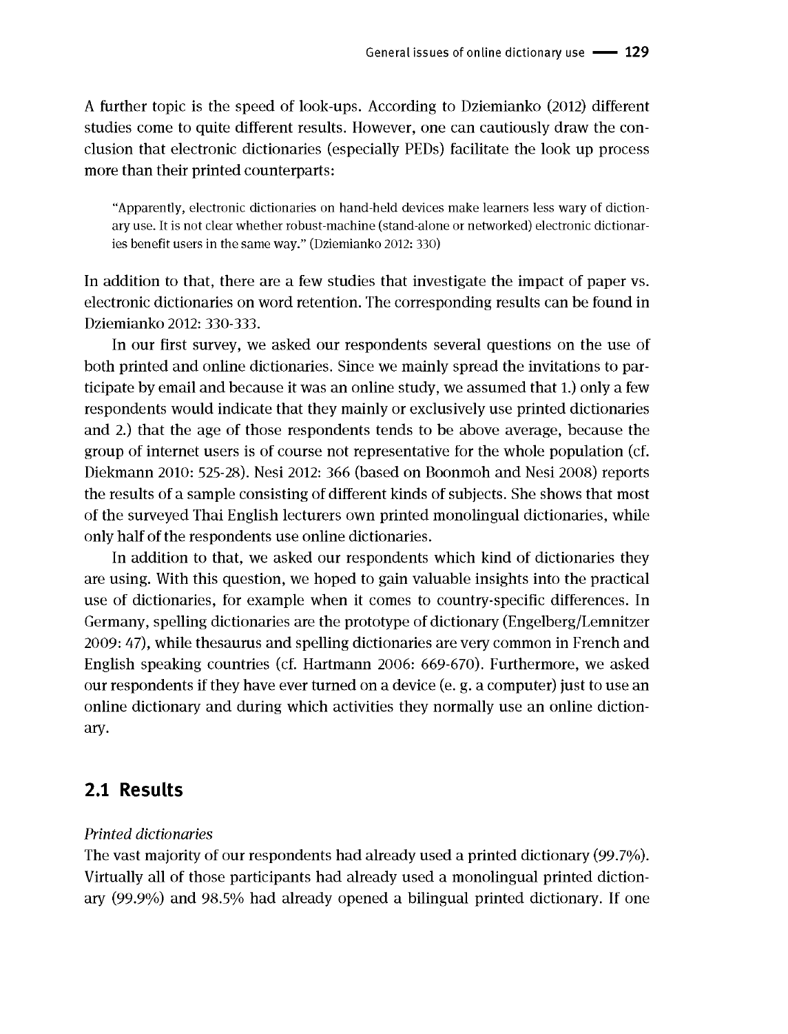A further topic is the speed of look-ups. According to Dziemianko (2012) different studies come to quite different results. However, one can cautiously draw the conclusion that electronic dictionaries (especially PEDs) facilitate the look up process more than their printed counterparts:

> "Apparently, electronic dictionaries on hand-held devices make learners less wary of dictionary use. It is not clear whether robust-machine (stand-alone or networked) electronic dictionaries benefit users in the same way." (Dziemianko 2012: 330)

In addition to that, there are a few studies that investigate the impact of paper vs. electronic dictionaries on word retention. The corresponding results can be found in Dziemianko 2012: 330-333.

In our first survey, we asked our respondents several questions on the use of both printed and online dictionaries. Since we mainly spread the invitations to participate by email and because it was an online study, we assumed that 1.) only a few respondents would indicate that they mainly or exclusively use printed dictionaries and 2.) that the age of those respondents tends to be above average, because the group of internet users is of course not representative for the whole population (cf. Diekmann 2010: 525-28). Nesi 2012: 366 (based on Boonmoh and Nesi 2008) reports the results of a sample consisting of different kinds of subjects. She shows that most of the surveyed Thai English lecturers own printed monolingual dictionaries, while only half of the respondents use online dictionaries.

In addition to that, we asked our respondents which kind of dictionaries they are using. With this question, we hoped to gain valuable insights into the practical use of dictionaries, for example when it comes to country-specific differences. In Germany, spelling dictionaries are the prototype of dictionary (Engelberg/Lemnitzer 2009: 47), while thesaurus and spelling dictionaries are very common in French and English speaking countries (cf. Hartmann 2006: 669-670). Furthermore, we asked our respondents if they have ever turned on a device (e. g. a computer) just to use an online dictionary and during which activities they normally use an online dictionary.

## 2.1 Results

*Printed dictionaries*

The vast majority of our respondents had already used a printed dictionary (99.7%). Virtually all of those participants had already used a monolingual printed dictionary (99.9%) and 98.5% had already opened a bilingual printed dictionary. If one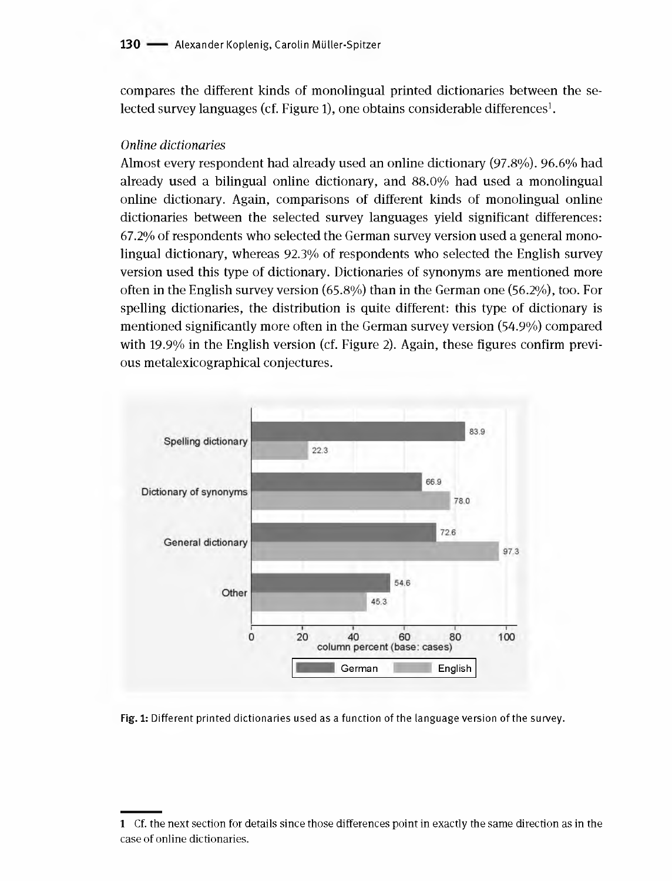compares the different kinds of monolingual printed dictionaries between the selected survey languages (cf. Figure 1), one obtains considerable differences[1].

*Online dictionaries*

Almost every respondent had already used an online dictionary (97.8%). 96.6% had already used a bilingual online dictionary, and 88.0% had used a monolingual online dictionary. Again, comparisons of different kinds of monolingual online dictionaries between the selected survey languages yield significant differences: 67.2% of respondents who selected the German survey version used a general monolingual dictionary, whereas 92.3% of respondents who selected the English survey version used this type of dictionary. Dictionaries of synonyms are mentioned more often in the English survey version (65.8%) than in the German one (56.2%), too. For spelling dictionaries, the distribution is quite different: this type of dictionary is mentioned significantly more often in the German survey version (54.9%) compared with 19.9% in the English version (cf. Figure 2). Again, these figures confirm previous metalexicographical conjectures.

| | German | English |
|---|---|---|
| Spelling dictionary | 83.9 | 22.3 |
| Dictionary of synonyms | 66.9 | 78.0 |
| General dictionary | 72.6 | 97.3 |
| Other | 54.6 | 45.3 |

column percent (base: cases)

**Fig. 1:** Different printed dictionaries used as a function of the language version of the survey.

---

1 Cf. the next section for details since those differences point in exactly the same direction as in the case of online dictionaries.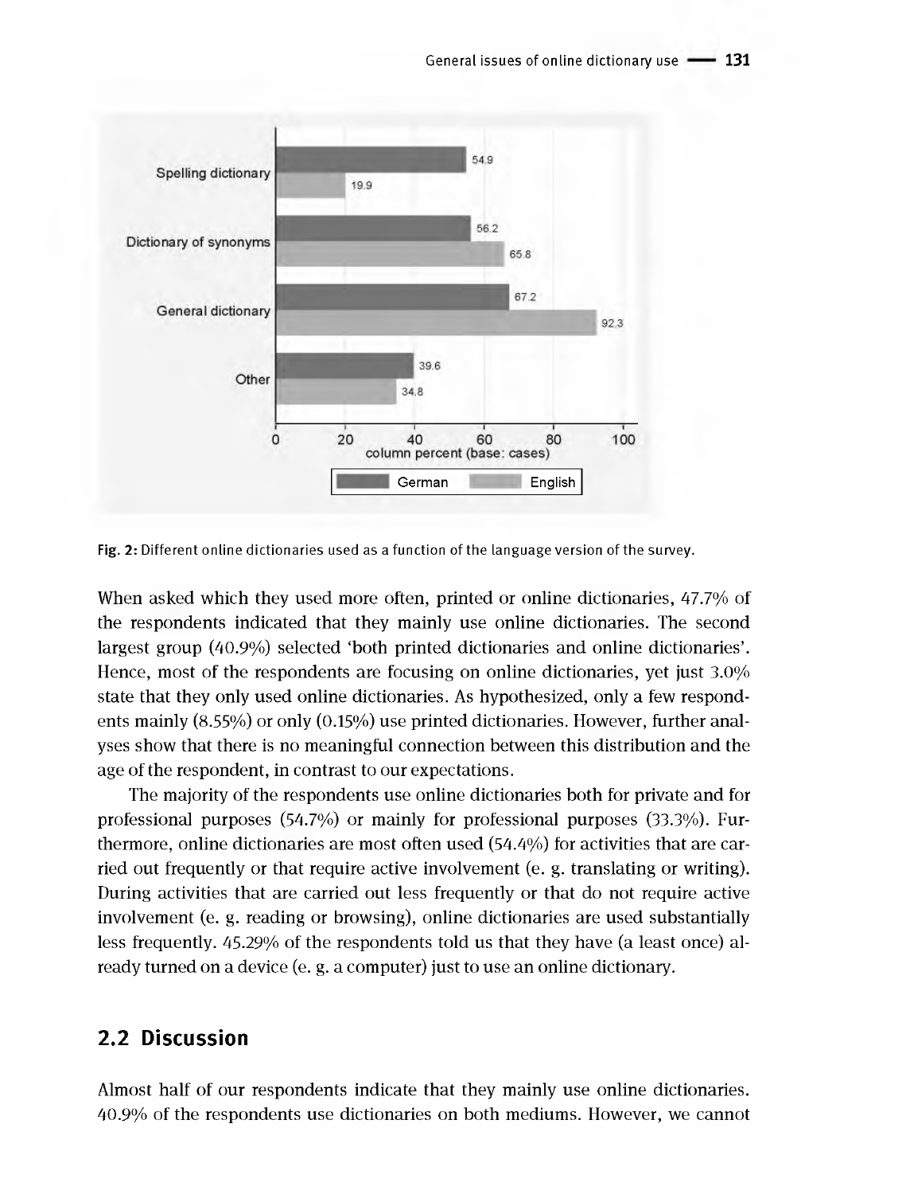Fig. 2: Different online dictionaries used as a function of the language version of the survey.

When asked which they used more often, printed or online dictionaries, 47.7% of the respondents indicated that they mainly use online dictionaries. The second largest group (40.9%) selected 'both printed dictionaries and online dictionaries'. Hence, most of the respondents are focusing on online dictionaries, yet just 3.0% state that they only used online dictionaries. As hypothesized, only a few respondents mainly (8.55%) or only (0.15%) use printed dictionaries. However, further analyses show that there is no meaningful connection between this distribution and the age of the respondent, in contrast to our expectations.

The majority of the respondents use online dictionaries both for private and for professional purposes (54.7%) or mainly for professional purposes (33.3%). Furthermore, online dictionaries are most often used (54.4%) for activities that are carried out frequently or that require active involvement (e. g. translating or writing). During activities that are carried out less frequently or that do not require active involvement (e. g. reading or browsing), online dictionaries are used substantially less frequently. 45.29% of the respondents told us that they have (a least once) already turned on a device (e. g. a computer) just to use an online dictionary.

## 2.2 Discussion

Almost half of our respondents indicate that they mainly use online dictionaries. 40.9% of the respondents use dictionaries on both mediums. However, we cannot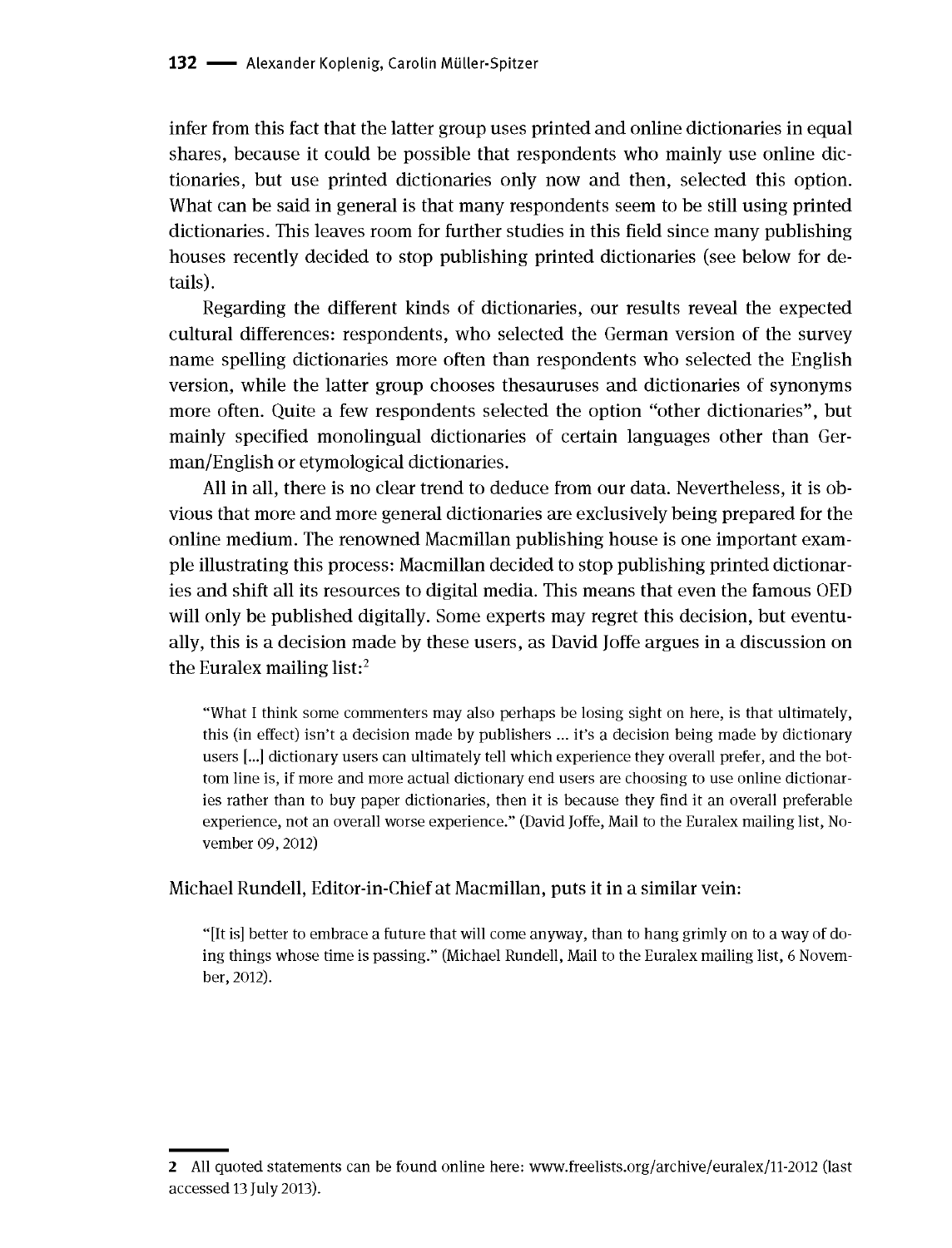infer from this fact that the latter group uses printed and online dictionaries in equal shares, because it could be possible that respondents who mainly use online dictionaries, but use printed dictionaries only now and then, selected this option. What can be said in general is that many respondents seem to be still using printed dictionaries. This leaves room for further studies in this field since many publishing houses recently decided to stop publishing printed dictionaries (see below for details).

Regarding the different kinds of dictionaries, our results reveal the expected cultural differences: respondents, who selected the German version of the survey name spelling dictionaries more often than respondents who selected the English version, while the latter group chooses thesauruses and dictionaries of synonyms more often. Quite a few respondents selected the option "other dictionaries", but mainly specified monolingual dictionaries of certain languages other than German/English or etymological dictionaries.

All in all, there is no clear trend to deduce from our data. Nevertheless, it is obvious that more and more general dictionaries are exclusively being prepared for the online medium. The renowned Macmillan publishing house is one important example illustrating this process: Macmillan decided to stop publishing printed dictionaries and shift all its resources to digital media. This means that even the famous OED will only be published digitally. Some experts may regret this decision, but eventually, this is a decision made by these users, as David Joffe argues in a discussion on the Euralex mailing list:[2]

> "What I think some commenters may also perhaps be losing sight on here, is that ultimately, this (in effect) isn't a decision made by publishers ... it's a decision being made by dictionary users [...] dictionary users can ultimately tell which experience they overall prefer, and the bottom line is, if more and more actual dictionary end users are choosing to use online dictionaries rather than to buy paper dictionaries, then it is because they find it an overall preferable experience, not an overall worse experience." (David Joffe, Mail to the Euralex mailing list, November 09, 2012)

Michael Rundell, Editor-in-Chief at Macmillan, puts it in a similar vein:

> "[It is] better to embrace a future that will come anyway, than to hang grimly on to a way of doing things whose time is passing." (Michael Rundell, Mail to the Euralex mailing list, 6 November, 2012).

---

2 All quoted statements can be found online here: www.freelists.org/archive/euralex/11-2012 (last accessed 13 July 2013).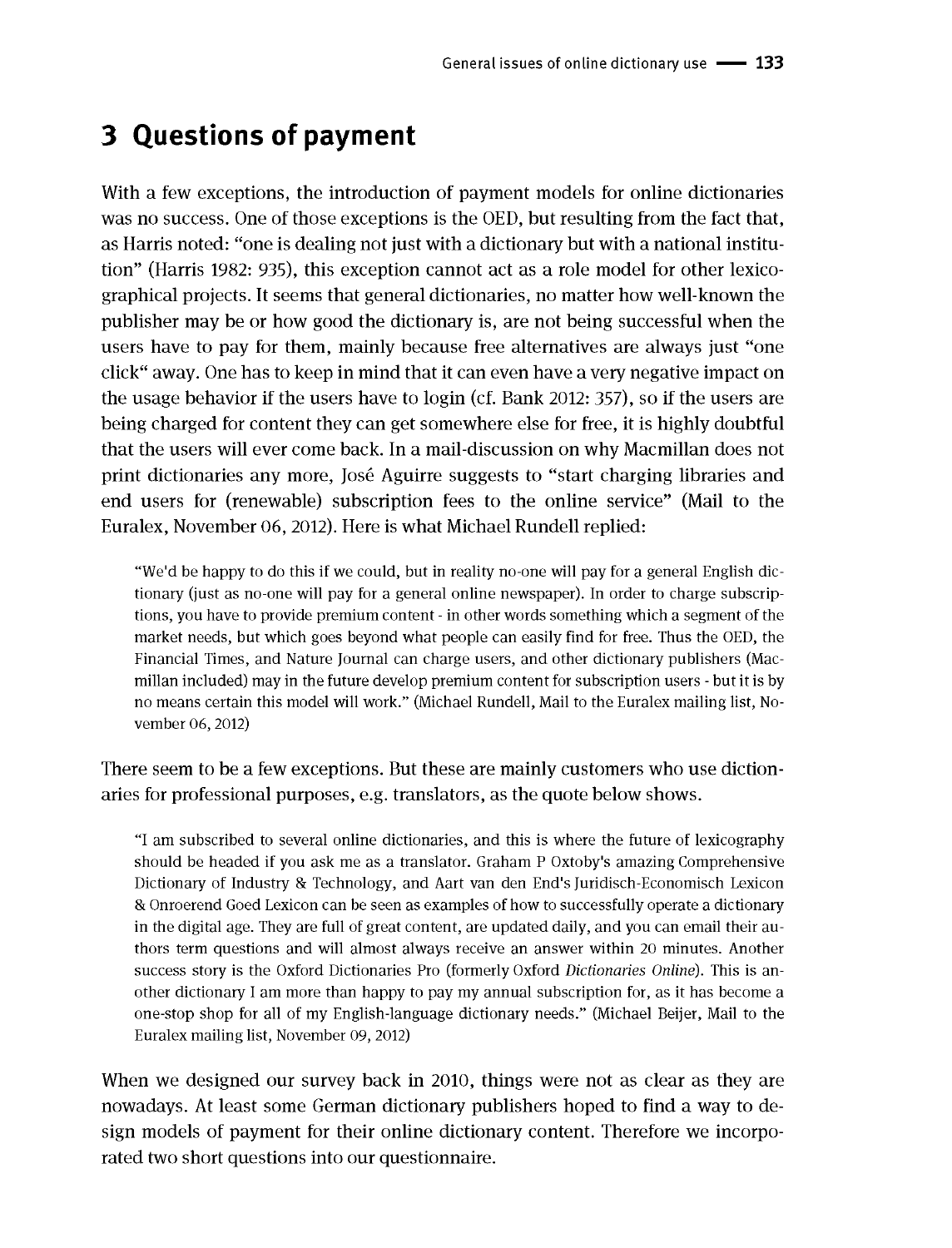# 3 Questions of payment

With a few exceptions, the introduction of payment models for online dictionaries was no success. One of those exceptions is the OED, but resulting from the fact that, as Harris noted: "one is dealing not just with a dictionary but with a national institution" (Harris 1982: 935), this exception cannot act as a role model for other lexicographical projects. It seems that general dictionaries, no matter how well-known the publisher may be or how good the dictionary is, are not being successful when the users have to pay for them, mainly because free alternatives are always just "one click" away. One has to keep in mind that it can even have a very negative impact on the usage behavior if the users have to login (cf. Bank 2012: 357), so if the users are being charged for content they can get somewhere else for free, it is highly doubtful that the users will ever come back. In a mail-discussion on why Macmillan does not print dictionaries any more, José Aguirre suggests to "start charging libraries and end users for (renewable) subscription fees to the online service" (Mail to the Euralex, November 06, 2012). Here is what Michael Rundell replied:

> "We'd be happy to do this if we could, but in reality no-one will pay for a general English dictionary (just as no-one will pay for a general online newspaper). In order to charge subscriptions, you have to provide premium content - in other words something which a segment of the market needs, but which goes beyond what people can easily find for free. Thus the OED, the Financial Times, and Nature Journal can charge users, and other dictionary publishers (Macmillan included) may in the future develop premium content for subscription users - but it is by no means certain this model will work." (Michael Rundell, Mail to the Euralex mailing list, November 06, 2012)

There seem to be a few exceptions. But these are mainly customers who use dictionaries for professional purposes, e.g. translators, as the quote below shows.

> "I am subscribed to several online dictionaries, and this is where the future of lexicography should be headed if you ask me as a translator. Graham P Oxtoby's amazing Comprehensive Dictionary of Industry & Technology, and Aart van den End's Juridisch-Economisch Lexicon & Onroerend Goed Lexicon can be seen as examples of how to successfully operate a dictionary in the digital age. They are full of great content, are updated daily, and you can email their authors term questions and will almost always receive an answer within 20 minutes. Another success story is the Oxford Dictionaries Pro (formerly Oxford *Dictionaries Online*). This is another dictionary I am more than happy to pay my annual subscription for, as it has become a one-stop shop for all of my English-language dictionary needs." (Michael Beijer, Mail to the Euralex mailing list, November 09, 2012)

When we designed our survey back in 2010, things were not as clear as they are nowadays. At least some German dictionary publishers hoped to find a way to design models of payment for their online dictionary content. Therefore we incorporated two short questions into our questionnaire.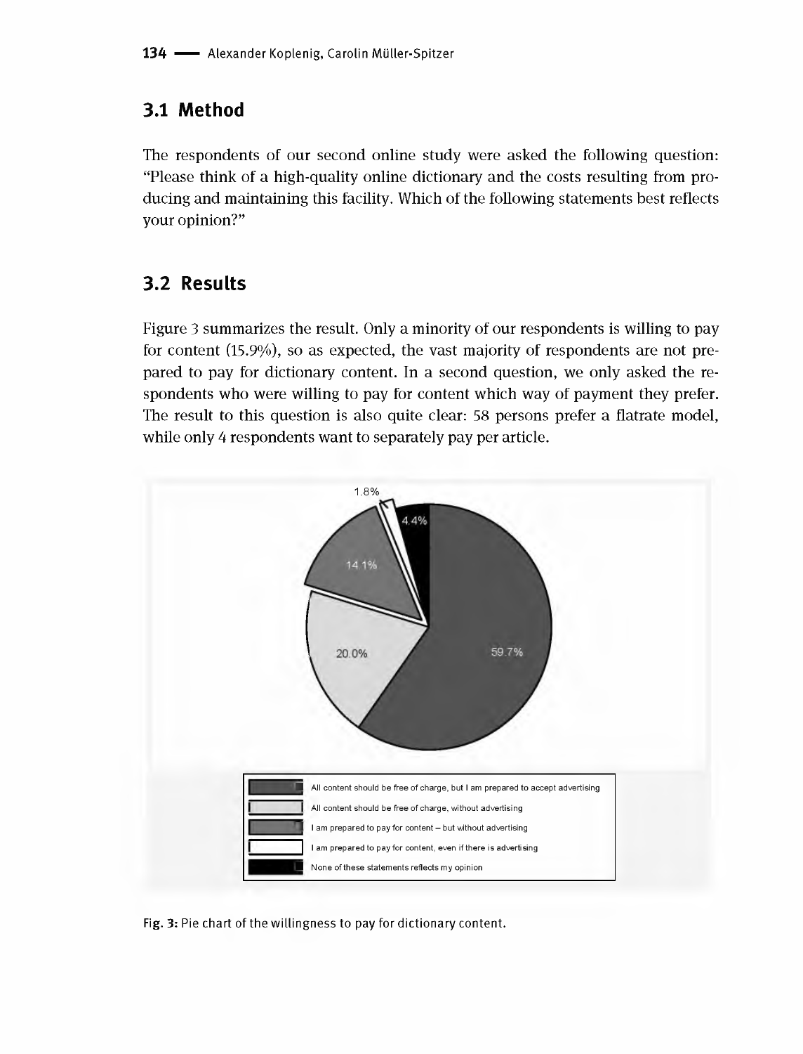## 3.1 Method

The respondents of our second online study were asked the following question: "Please think of a high-quality online dictionary and the costs resulting from producing and maintaining this facility. Which of the following statements best reflects your opinion?"

## 3.2 Results

Figure 3 summarizes the result. Only a minority of our respondents is willing to pay for content (15.9%), so as expected, the vast majority of respondents are not prepared to pay for dictionary content. In a second question, we only asked the respondents who were willing to pay for content which way of payment they prefer. The result to this question is also quite clear: 58 persons prefer a flatrate model, while only 4 respondents want to separately pay per article.

1.8%

4.4%

14.1%

20.0%

59.7%

- All content should be free of charge, but I am prepared to accept advertising
- All content should be free of charge, without advertising
- I am prepared to pay for content – but without advertising
- I am prepared to pay for content, even if there is advertising
- None of these statements reflects my opinion

**Fig. 3:** Pie chart of the willingness to pay for dictionary content.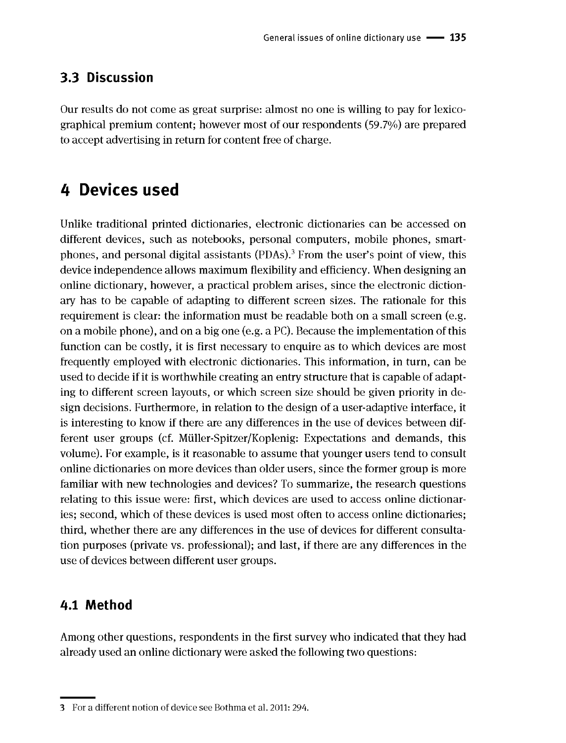## 3.3 Discussion

Our results do not come as great surprise: almost no one is willing to pay for lexicographical premium content; however most of our respondents (59.7%) are prepared to accept advertising in return for content free of charge.

# 4 Devices used

Unlike traditional printed dictionaries, electronic dictionaries can be accessed on different devices, such as notebooks, personal computers, mobile phones, smartphones, and personal digital assistants (PDAs).[3] From the user's point of view, this device independence allows maximum flexibility and efficiency. When designing an online dictionary, however, a practical problem arises, since the electronic dictionary has to be capable of adapting to different screen sizes. The rationale for this requirement is clear: the information must be readable both on a small screen (e.g. on a mobile phone), and on a big one (e.g. a PC). Because the implementation of this function can be costly, it is first necessary to enquire as to which devices are most frequently employed with electronic dictionaries. This information, in turn, can be used to decide if it is worthwhile creating an entry structure that is capable of adapting to different screen layouts, or which screen size should be given priority in design decisions. Furthermore, in relation to the design of a user-adaptive interface, it is interesting to know if there are any differences in the use of devices between different user groups (cf. Müller-Spitzer/Koplenig: Expectations and demands, this volume). For example, is it reasonable to assume that younger users tend to consult online dictionaries on more devices than older users, since the former group is more familiar with new technologies and devices? To summarize, the research questions relating to this issue were: first, which devices are used to access online dictionaries; second, which of these devices is used most often to access online dictionaries; third, whether there are any differences in the use of devices for different consultation purposes (private vs. professional); and last, if there are any differences in the use of devices between different user groups.

## 4.1 Method

Among other questions, respondents in the first survey who indicated that they had already used an online dictionary were asked the following two questions:

3 For a different notion of device see Bothma et al. 2011: 294.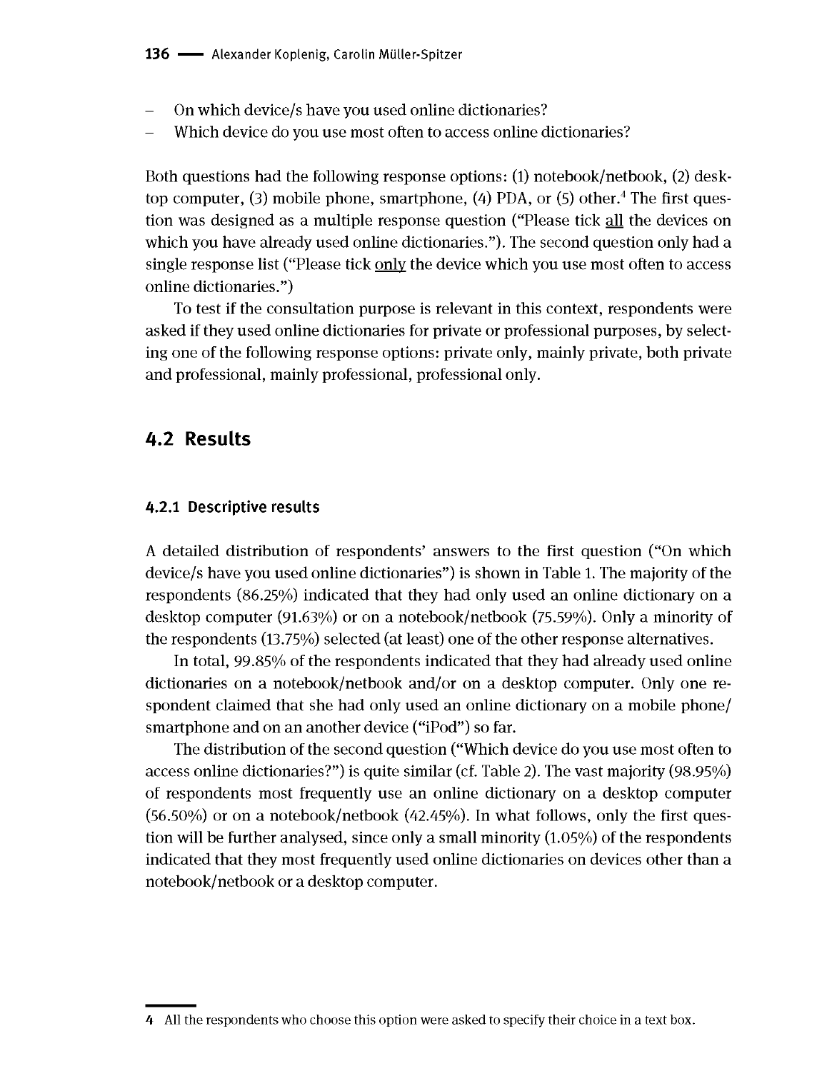- On which device/s have you used online dictionaries?
- Which device do you use most often to access online dictionaries?

Both questions had the following response options: (1) notebook/netbook, (2) desktop computer, (3) mobile phone, smartphone, (4) PDA, or (5) other.[4] The first question was designed as a multiple response question ("Please tick all the devices on which you have already used online dictionaries."). The second question only had a single response list ("Please tick only the device which you use most often to access online dictionaries.")

To test if the consultation purpose is relevant in this context, respondents were asked if they used online dictionaries for private or professional purposes, by selecting one of the following response options: private only, mainly private, both private and professional, mainly professional, professional only.

## 4.2 Results

### 4.2.1 Descriptive results

A detailed distribution of respondents' answers to the first question ("On which device/s have you used online dictionaries") is shown in Table 1. The majority of the respondents (86.25%) indicated that they had only used an online dictionary on a desktop computer (91.63%) or on a notebook/netbook (75.59%). Only a minority of the respondents (13.75%) selected (at least) one of the other response alternatives.

In total, 99.85% of the respondents indicated that they had already used online dictionaries on a notebook/netbook and/or on a desktop computer. Only one respondent claimed that she had only used an online dictionary on a mobile phone/ smartphone and on an another device ("iPod") so far.

The distribution of the second question ("Which device do you use most often to access online dictionaries?") is quite similar (cf. Table 2). The vast majority (98.95%) of respondents most frequently use an online dictionary on a desktop computer (56.50%) or on a notebook/netbook (42.45%). In what follows, only the first question will be further analysed, since only a small minority (1.05%) of the respondents indicated that they most frequently used online dictionaries on devices other than a notebook/netbook or a desktop computer.

---

[4] All the respondents who choose this option were asked to specify their choice in a text box.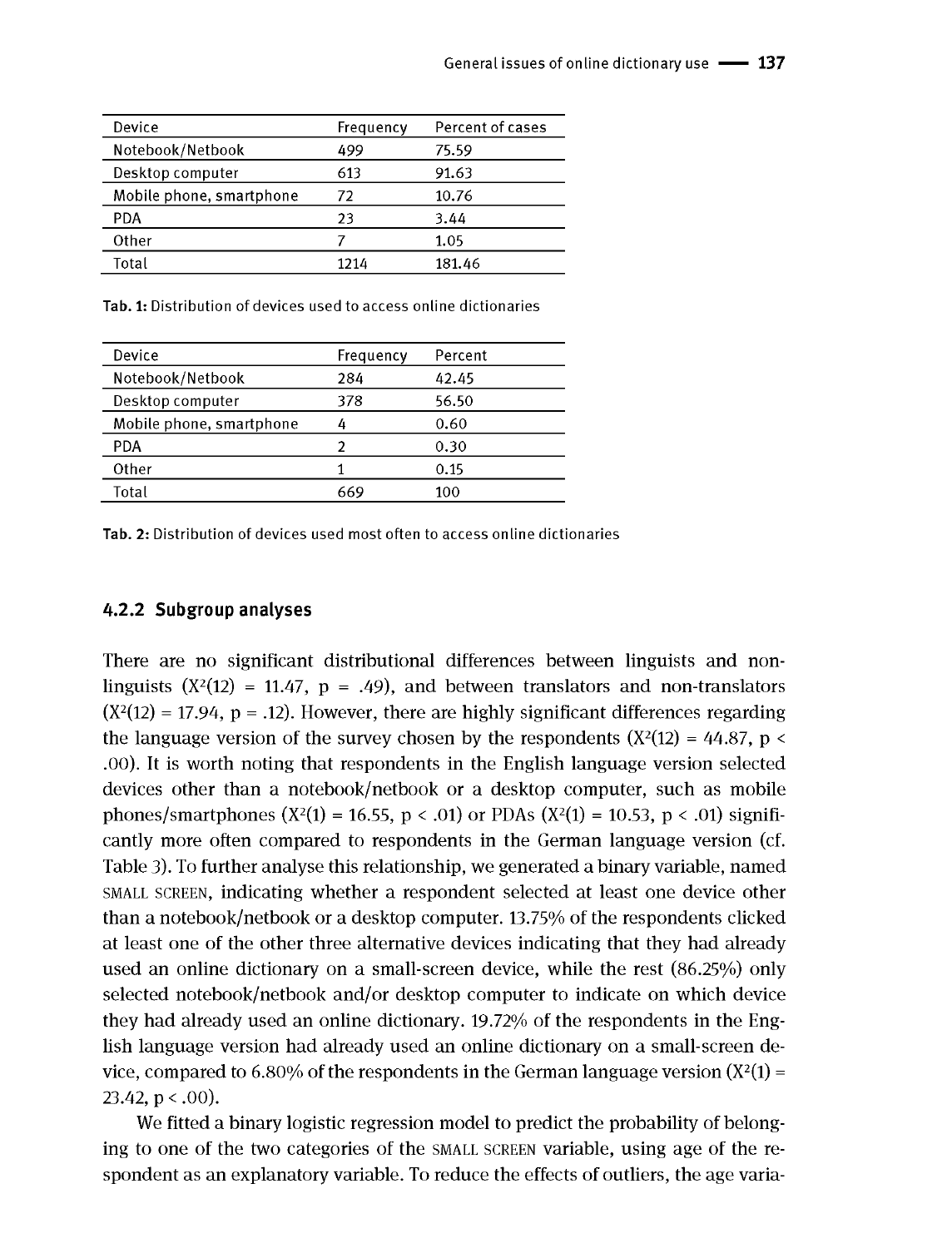| Device | Frequency | Percent of cases |
|---|---|---|
| Notebook/Netbook | 499 | 75.59 |
| Desktop computer | 613 | 91.63 |
| Mobile phone, smartphone | 72 | 10.76 |
| PDA | 23 | 3.44 |
| Other | 7 | 1.05 |
| Total | 1214 | 181.46 |

**Tab. 1:** Distribution of devices used to access online dictionaries

| Device | Frequency | Percent |
|---|---|---|
| Notebook/Netbook | 284 | 42.45 |
| Desktop computer | 378 | 56.50 |
| Mobile phone, smartphone | 4 | 0.60 |
| PDA | 2 | 0.30 |
| Other | 1 | 0.15 |
| Total | 669 | 100 |

**Tab. 2:** Distribution of devices used most often to access online dictionaries

### 4.2.2 Subgroup analyses

There are no significant distributional differences between linguists and non-linguists ($X^2(12) = 11.47$, $p = .49$), and between translators and non-translators ($X^2(12) = 17.94$, $p = .12$). However, there are highly significant differences regarding the language version of the survey chosen by the respondents ($X^2(12) = 44.87$, $p < .00$). It is worth noting that respondents in the English language version selected devices other than a notebook/netbook or a desktop computer, such as mobile phones/smartphones ($X^2(1) = 16.55$, $p < .01$) or PDAs ($X^2(1) = 10.53$, $p < .01$) significantly more often compared to respondents in the German language version (cf. Table 3). To further analyse this relationship, we generated a binary variable, named SMALL SCREEN, indicating whether a respondent selected at least one device other than a notebook/netbook or a desktop computer. 13.75% of the respondents clicked at least one of the other three alternative devices indicating that they had already used an online dictionary on a small-screen device, while the rest (86.25%) only selected notebook/netbook and/or desktop computer to indicate on which device they had already used an online dictionary. 19.72% of the respondents in the English language version had already used an online dictionary on a small-screen device, compared to 6.80% of the respondents in the German language version ($X^2(1) = 23.42$, $p < .00$).

We fitted a binary logistic regression model to predict the probability of belonging to one of the two categories of the SMALL SCREEN variable, using age of the respondent as an explanatory variable. To reduce the effects of outliers, the age varia-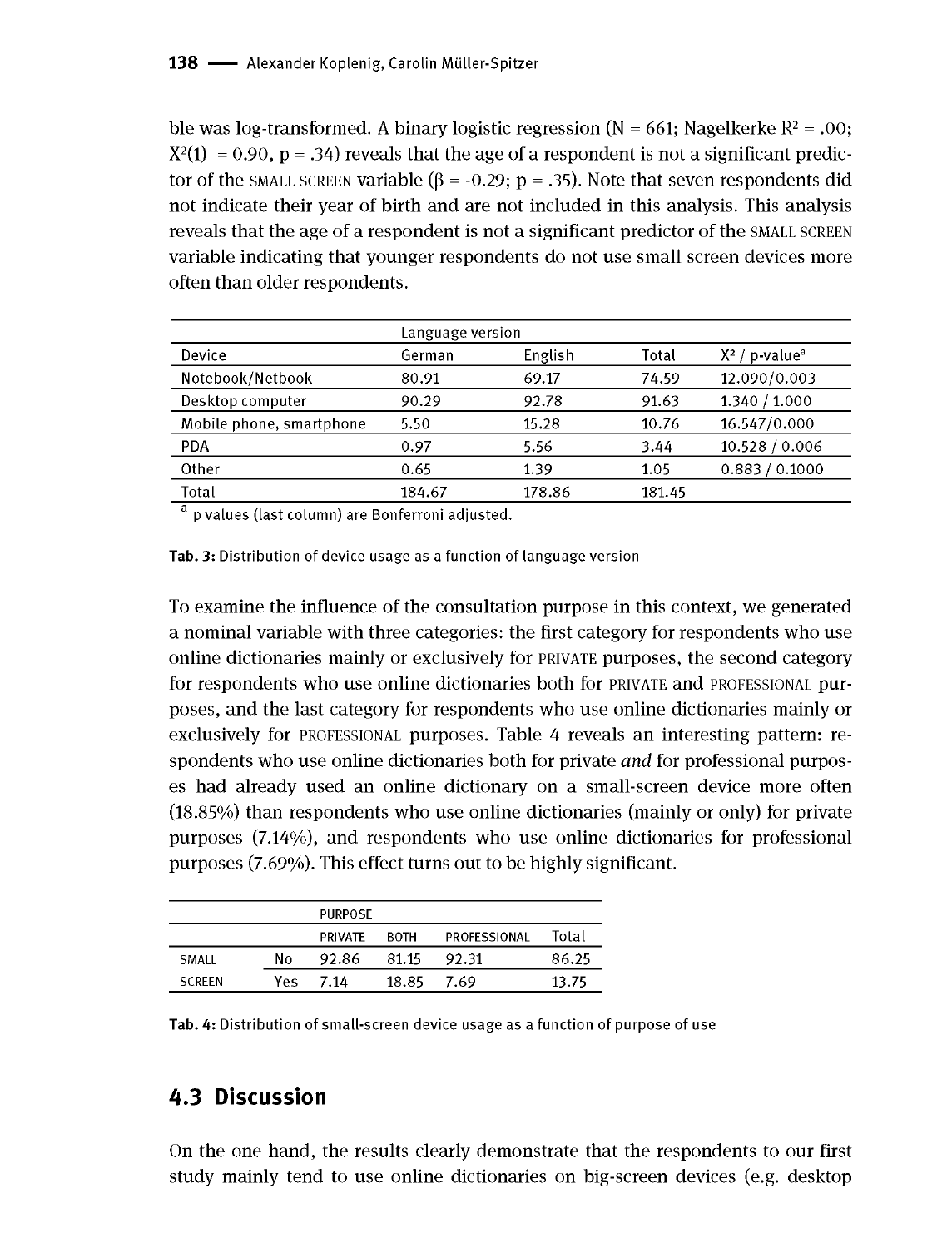ble was log-transformed. A binary logistic regression (N = 661; Nagelkerke $R^2$ = .00; $X^2(1)$ = 0.90, p = .34) reveals that the age of a respondent is not a significant predictor of the SMALL SCREEN variable (β = -0.29; p = .35). Note that seven respondents did not indicate their year of birth and are not included in this analysis. This analysis reveals that the age of a respondent is not a significant predictor of the SMALL SCREEN variable indicating that younger respondents do not use small screen devices more often than older respondents.

| | Language version | | | |
|---|---|---|---|---|
| Device | German | English | Total | $X^2$ / p-value[a] |
| Notebook/Netbook | 80.91 | 69.17 | 74.59 | 12.090/0.003 |
| Desktop computer | 90.29 | 92.78 | 91.63 | 1.340 / 1.000 |
| Mobile phone, smartphone | 5.50 | 15.28 | 10.76 | 16.547/0.000 |
| PDA | 0.97 | 5.56 | 3.44 | 10.528 / 0.006 |
| Other | 0.65 | 1.39 | 1.05 | 0.883 / 0.1000 |
| Total | 184.67 | 178.86 | 181.45 | |

[a] p values (last column) are Bonferroni adjusted.

**Tab. 3:** Distribution of device usage as a function of language version

To examine the influence of the consultation purpose in this context, we generated a nominal variable with three categories: the first category for respondents who use online dictionaries mainly or exclusively for PRIVATE purposes, the second category for respondents who use online dictionaries both for PRIVATE and PROFESSIONAL purposes, and the last category for respondents who use online dictionaries mainly or exclusively for PROFESSIONAL purposes. Table 4 reveals an interesting pattern: respondents who use online dictionaries both for private *and* for professional purposes had already used an online dictionary on a small-screen device more often (18.85%) than respondents who use online dictionaries (mainly or only) for private purposes (7.14%), and respondents who use online dictionaries for professional purposes (7.69%). This effect turns out to be highly significant.

| | | PURPOSE | | | |
|---|---|---|---|---|---|
| | | PRIVATE | BOTH | PROFESSIONAL | Total |
| SMALL SCREEN | No | 92.86 | 81.15 | 92.31 | 86.25 |
| | Yes | 7.14 | 18.85 | 7.69 | 13.75 |

**Tab. 4:** Distribution of small-screen device usage as a function of purpose of use

## 4.3 Discussion

On the one hand, the results clearly demonstrate that the respondents to our first study mainly tend to use online dictionaries on big-screen devices (e.g. desktop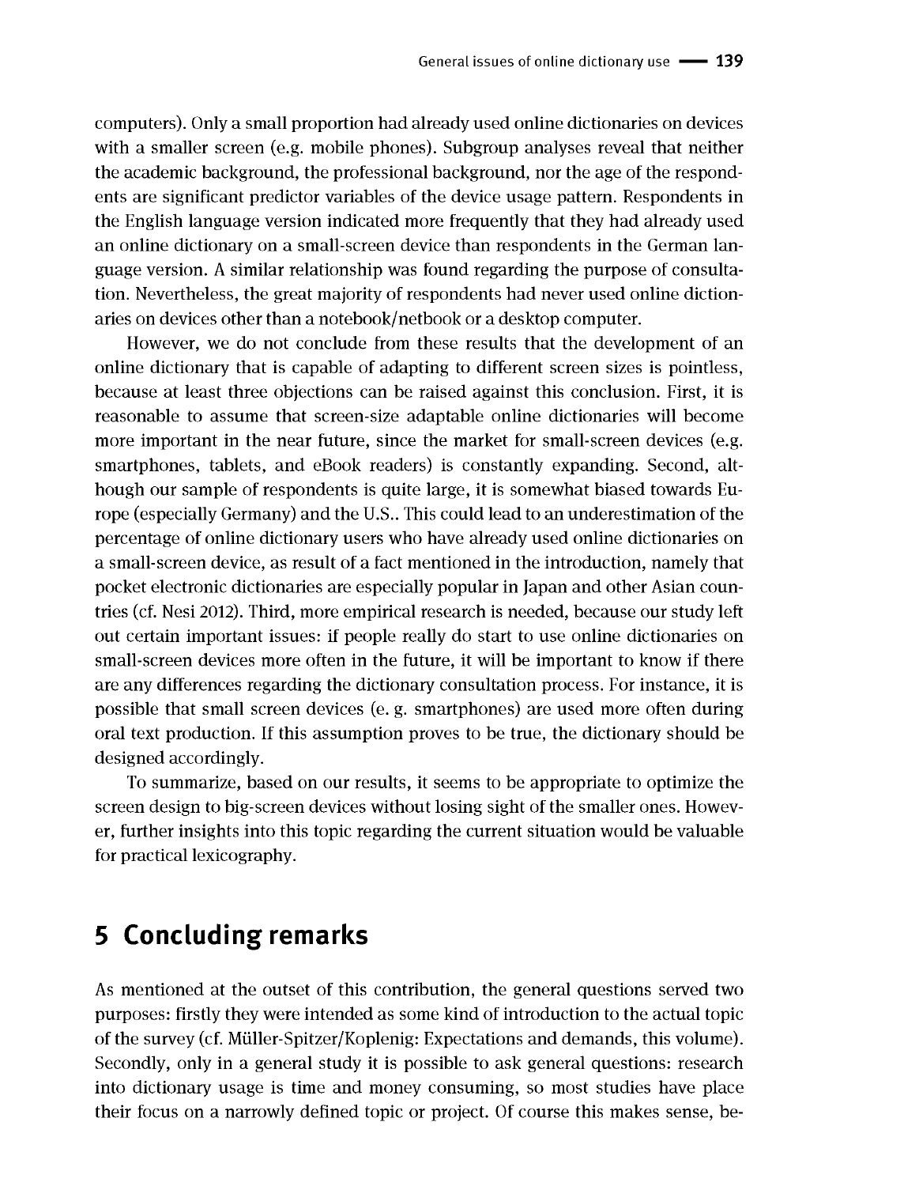computers). Only a small proportion had already used online dictionaries on devices with a smaller screen (e.g. mobile phones). Subgroup analyses reveal that neither the academic background, the professional background, nor the age of the respondents are significant predictor variables of the device usage pattern. Respondents in the English language version indicated more frequently that they had already used an online dictionary on a small-screen device than respondents in the German language version. A similar relationship was found regarding the purpose of consultation. Nevertheless, the great majority of respondents had never used online dictionaries on devices other than a notebook/netbook or a desktop computer.

However, we do not conclude from these results that the development of an online dictionary that is capable of adapting to different screen sizes is pointless, because at least three objections can be raised against this conclusion. First, it is reasonable to assume that screen-size adaptable online dictionaries will become more important in the near future, since the market for small-screen devices (e.g. smartphones, tablets, and eBook readers) is constantly expanding. Second, although our sample of respondents is quite large, it is somewhat biased towards Europe (especially Germany) and the U.S.. This could lead to an underestimation of the percentage of online dictionary users who have already used online dictionaries on a small-screen device, as result of a fact mentioned in the introduction, namely that pocket electronic dictionaries are especially popular in Japan and other Asian countries (cf. Nesi 2012). Third, more empirical research is needed, because our study left out certain important issues: if people really do start to use online dictionaries on small-screen devices more often in the future, it will be important to know if there are any differences regarding the dictionary consultation process. For instance, it is possible that small screen devices (e. g. smartphones) are used more often during oral text production. If this assumption proves to be true, the dictionary should be designed accordingly.

To summarize, based on our results, it seems to be appropriate to optimize the screen design to big-screen devices without losing sight of the smaller ones. However, further insights into this topic regarding the current situation would be valuable for practical lexicography.

## 5 Concluding remarks

As mentioned at the outset of this contribution, the general questions served two purposes: firstly they were intended as some kind of introduction to the actual topic of the survey (cf. Müller-Spitzer/Koplenig: Expectations and demands, this volume). Secondly, only in a general study it is possible to ask general questions: research into dictionary usage is time and money consuming, so most studies have place their focus on a narrowly defined topic or project. Of course this makes sense, be-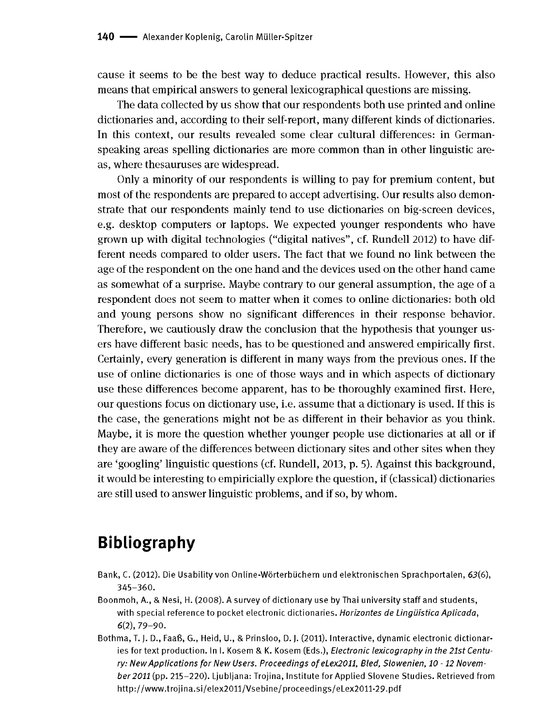cause it seems to be the best way to deduce practical results. However, this also means that empirical answers to general lexicographical questions are missing.

The data collected by us show that our respondents both use printed and online dictionaries and, according to their self-report, many different kinds of dictionaries. In this context, our results revealed some clear cultural differences: in German-speaking areas spelling dictionaries are more common than in other linguistic areas, where thesauruses are widespread.

Only a minority of our respondents is willing to pay for premium content, but most of the respondents are prepared to accept advertising. Our results also demonstrate that our respondents mainly tend to use dictionaries on big-screen devices, e.g. desktop computers or laptops. We expected younger respondents who have grown up with digital technologies ("digital natives", cf. Rundell 2012) to have different needs compared to older users. The fact that we found no link between the age of the respondent on the one hand and the devices used on the other hand came as somewhat of a surprise. Maybe contrary to our general assumption, the age of a respondent does not seem to matter when it comes to online dictionaries: both old and young persons show no significant differences in their response behavior. Therefore, we cautiously draw the conclusion that the hypothesis that younger users have different basic needs, has to be questioned and answered empirically first. Certainly, every generation is different in many ways from the previous ones. If the use of online dictionaries is one of those ways and in which aspects of dictionary use these differences become apparent, has to be thoroughly examined first. Here, our questions focus on dictionary use, i.e. assume that a dictionary is used. If this is the case, the generations might not be as different in their behavior as you think. Maybe, it is more the question whether younger people use dictionaries at all or if they are aware of the differences between dictionary sites and other sites when they are 'googling' linguistic questions (cf. Rundell, 2013, p. 5). Against this background, it would be interesting to empiricially explore the question, if (classical) dictionaries are still used to answer linguistic problems, and if so, by whom.

# Bibliography

Bank, C. (2012). Die Usability von Online-Wörterbüchern und elektronischen Sprachportalen, *63*(6), 345–360.

Boonmoh, A., & Nesi, H. (2008). A survey of dictionary use by Thai university staff and students, with special reference to pocket electronic dictionaries. *Horizontes de Lingüística Aplicada*, *6*(2), 79–90.

Bothma, T. J. D., Faaß, G., Heid, U., & Prinsloo, D. J. (2011). Interactive, dynamic electronic dictionaries for text production. In I. Kosem & K. Kosem (Eds.), *Electronic lexicography in the 21st Century: New Applications for New Users. Proceedings of eLex2011, Bled, Slowenien, 10 - 12 November 2011* (pp. 215–220). Ljubljana: Trojina, Institute for Applied Slovene Studies. Retrieved from http://www.trojina.si/elex2011/Vsebine/proceedings/eLex2011-29.pdf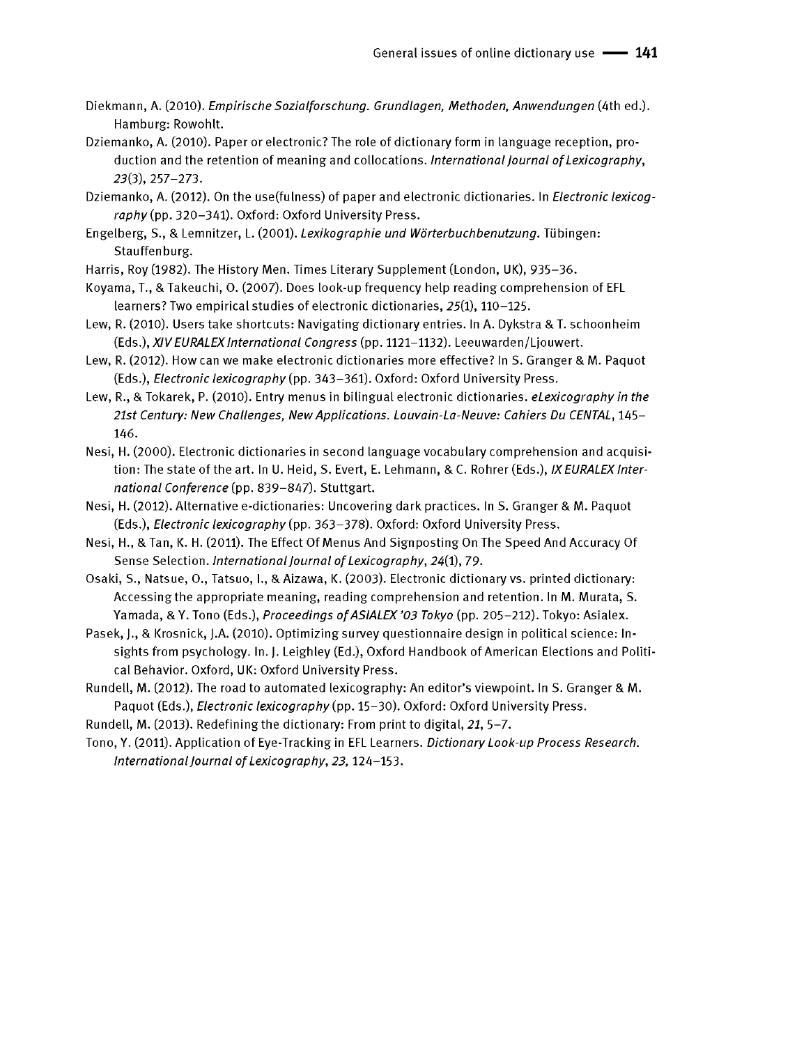Diekmann, A. (2010). *Empirische Sozialforschung. Grundlagen, Methoden, Anwendungen* (4th ed.). Hamburg: Rowohlt.

Dziemanko, A. (2010). Paper or electronic? The role of dictionary form in language reception, production and the retention of meaning and collocations. *International Journal of Lexicography, 23*(3), 257–273.

Dziemanko, A. (2012). On the use(fulness) of paper and electronic dictionaries. In *Electronic lexicography* (pp. 320–341). Oxford: Oxford University Press.

Engelberg, S., & Lemnitzer, L. (2001). *Lexikographie und Wörterbuchbenutzung*. Tübingen: Stauffenburg.

Harris, Roy (1982). The History Men. Times Literary Supplement (London, UK), 935–36.

Koyama, T., & Takeuchi, O. (2007). Does look-up frequency help reading comprehension of EFL learners? Two empirical studies of electronic dictionaries, *25*(1), 110–125.

Lew, R. (2010). Users take shortcuts: Navigating dictionary entries. In A. Dykstra & T. schoonheim (Eds.), *XIV EURALEX International Congress* (pp. 1121–1132). Leeuwarden/Ljouwert.

Lew, R. (2012). How can we make electronic dictionaries more effective? In S. Granger & M. Paquot (Eds.), *Electronic lexicography* (pp. 343–361). Oxford: Oxford University Press.

Lew, R., & Tokarek, P. (2010). Entry menus in bilingual electronic dictionaries. *eLexicography in the 21st Century: New Challenges, New Applications. Louvain-La-Neuve: Cahiers Du CENTAL*, 145–146.

Nesi, H. (2000). Electronic dictionaries in second language vocabulary comprehension and acquisition: The state of the art. In U. Heid, S. Evert, E. Lehmann, & C. Rohrer (Eds.), *IX EURALEX International Conference* (pp. 839–847). Stuttgart.

Nesi, H. (2012). Alternative e-dictionaries: Uncovering dark practices. In S. Granger & M. Paquot (Eds.), *Electronic lexicography* (pp. 363–378). Oxford: Oxford University Press.

Nesi, H., & Tan, K. H. (2011). The Effect Of Menus And Signposting On The Speed And Accuracy Of Sense Selection. *International Journal of Lexicography, 24*(1), 79.

Osaki, S., Natsue, O., Tatsuo, I., & Aizawa, K. (2003). Electronic dictionary vs. printed dictionary: Accessing the appropriate meaning, reading comprehension and retention. In M. Murata, S. Yamada, & Y. Tono (Eds.), *Proceedings of ASIALEX '03 Tokyo* (pp. 205–212). Tokyo: Asialex.

Pasek, J., & Krosnick, J.A. (2010). Optimizing survey questionnaire design in political science: Insights from psychology. In. J. Leighley (Ed.), Oxford Handbook of American Elections and Political Behavior. Oxford, UK: Oxford University Press.

Rundell, M. (2012). The road to automated lexicography: An editor's viewpoint. In S. Granger & M. Paquot (Eds.), *Electronic lexicography* (pp. 15–30). Oxford: Oxford University Press.

Rundell, M. (2013). Redefining the dictionary: From print to digital, *21*, 5–7.

Tono, Y. (2011). Application of Eye-Tracking in EFL Learners. *Dictionary Look-up Process Research. International Journal of Lexicography, 23*, 124–153.